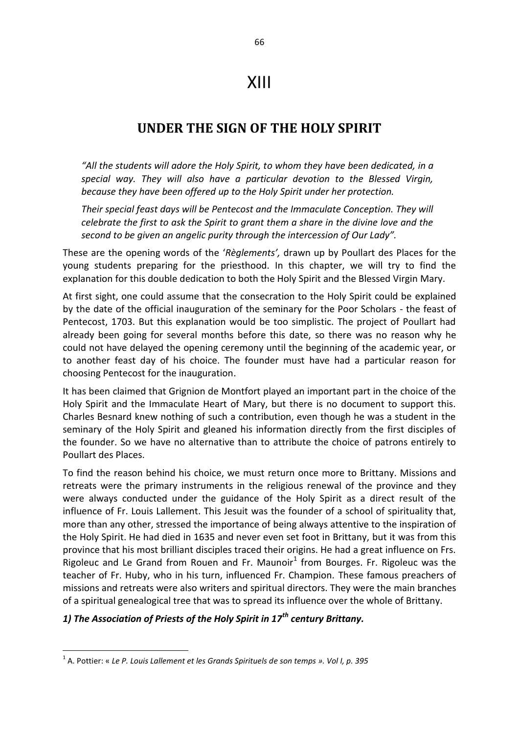# XIII

## UNDER THE SIGN OF THE HOLY SPIRIT

> *"All the students will adore the Holy Spirit, to whom they have been dedicated, in a special way. They will also have a particular devotion to the Blessed Virgin, because they have been offered up to the Holy Spirit under her protection.*
>
> *Their special feast days will be Pentecost and the Immaculate Conception. They will celebrate the first to ask the Spirit to grant them a share in the divine love and the second to be given an angelic purity through the intercession of Our Lady".*

These are the opening words of the '*Règlements',* drawn up by Poullart des Places for the young students preparing for the priesthood. In this chapter, we will try to find the explanation for this double dedication to both the Holy Spirit and the Blessed Virgin Mary.

At first sight, one could assume that the consecration to the Holy Spirit could be explained by the date of the official inauguration of the seminary for the Poor Scholars - the feast of Pentecost, 1703. But this explanation would be too simplistic. The project of Poullart had already been going for several months before this date, so there was no reason why he could not have delayed the opening ceremony until the beginning of the academic year, or to another feast day of his choice. The founder must have had a particular reason for choosing Pentecost for the inauguration.

It has been claimed that Grignion de Montfort played an important part in the choice of the Holy Spirit and the Immaculate Heart of Mary, but there is no document to support this. Charles Besnard knew nothing of such a contribution, even though he was a student in the seminary of the Holy Spirit and gleaned his information directly from the first disciples of the founder. So we have no alternative than to attribute the choice of patrons entirely to Poullart des Places.

To find the reason behind his choice, we must return once more to Brittany. Missions and retreats were the primary instruments in the religious renewal of the province and they were always conducted under the guidance of the Holy Spirit as a direct result of the influence of Fr. Louis Lallement. This Jesuit was the founder of a school of spirituality that, more than any other, stressed the importance of being always attentive to the inspiration of the Holy Spirit. He had died in 1635 and never even set foot in Brittany, but it was from this province that his most brilliant disciples traced their origins. He had a great influence on Frs. Rigoleuc and Le Grand from Rouen and Fr. Maunoir[1] from Bourges. Fr. Rigoleuc was the teacher of Fr. Huby, who in his turn, influenced Fr. Champion. These famous preachers of missions and retreats were also writers and spiritual directors. They were the main branches of a spiritual genealogical tree that was to spread its influence over the whole of Brittany.

### *1) The Association of Priests of the Holy Spirit in 17th century Brittany.*

[1] A. Pottier: « *Le P. Louis Lallement et les Grands Spirituels de son temps ». Vol I, p. 395*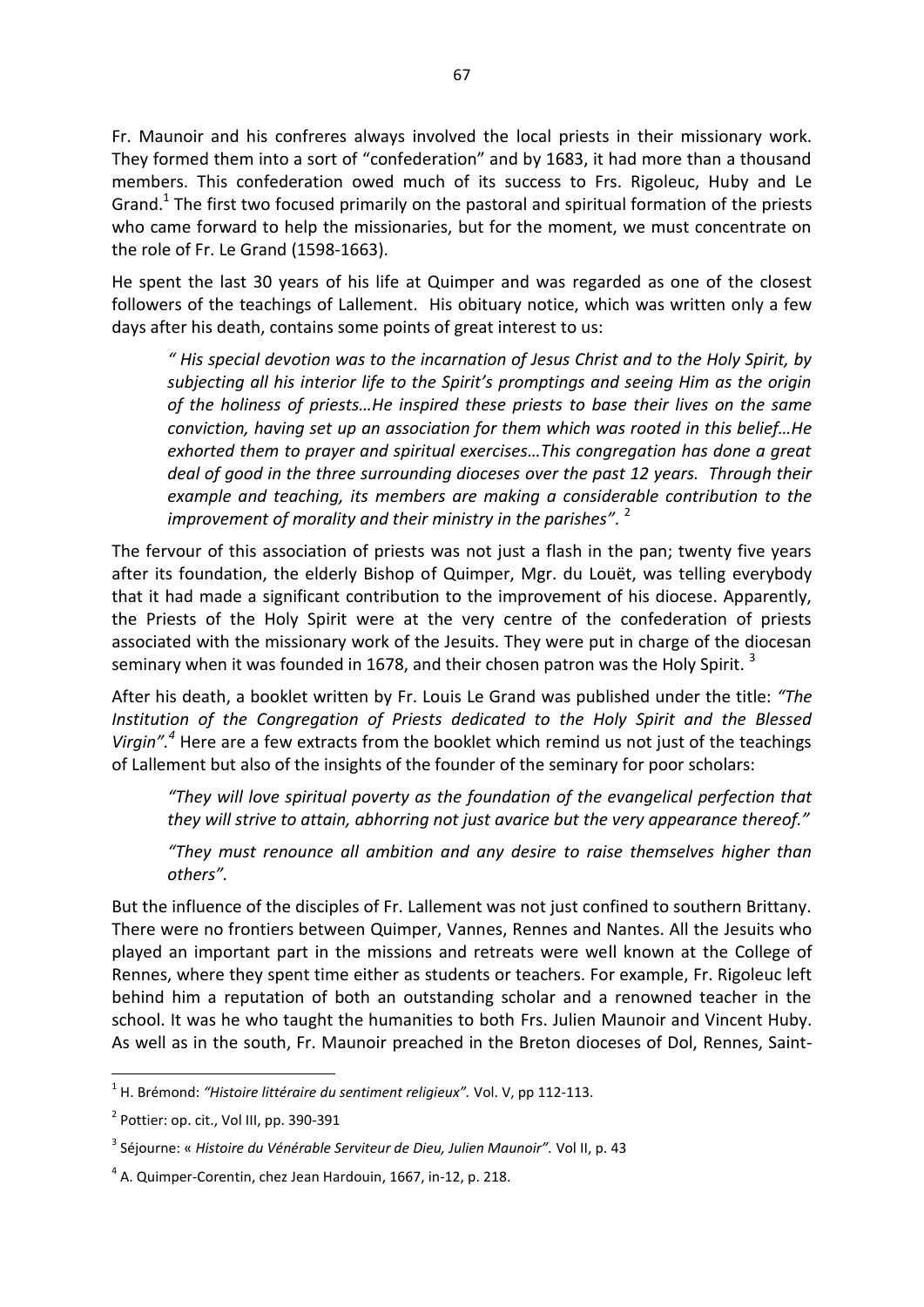Fr. Maunoir and his confreres always involved the local priests in their missionary work. They formed them into a sort of "confederation" and by 1683, it had more than a thousand members. This confederation owed much of its success to Frs. Rigoleuc, Huby and Le Grand.[1] The first two focused primarily on the pastoral and spiritual formation of the priests who came forward to help the missionaries, but for the moment, we must concentrate on the role of Fr. Le Grand (1598-1663).

He spent the last 30 years of his life at Quimper and was regarded as one of the closest followers of the teachings of Lallement. His obituary notice, which was written only a few days after his death, contains some points of great interest to us:

> *" His special devotion was to the incarnation of Jesus Christ and to the Holy Spirit, by subjecting all his interior life to the Spirit's promptings and seeing Him as the origin of the holiness of priests…He inspired these priests to base their lives on the same conviction, having set up an association for them which was rooted in this belief…He exhorted them to prayer and spiritual exercises…This congregation has done a great deal of good in the three surrounding dioceses over the past 12 years. Through their example and teaching, its members are making a considerable contribution to the improvement of morality and their ministry in the parishes".* [2]

The fervour of this association of priests was not just a flash in the pan; twenty five years after its foundation, the elderly Bishop of Quimper, Mgr. du Louët, was telling everybody that it had made a significant contribution to the improvement of his diocese. Apparently, the Priests of the Holy Spirit were at the very centre of the confederation of priests associated with the missionary work of the Jesuits. They were put in charge of the diocesan seminary when it was founded in 1678, and their chosen patron was the Holy Spirit. [3]

After his death, a booklet written by Fr. Louis Le Grand was published under the title: *"The Institution of the Congregation of Priests dedicated to the Holy Spirit and the Blessed Virgin".*[4] Here are a few extracts from the booklet which remind us not just of the teachings of Lallement but also of the insights of the founder of the seminary for poor scholars:

> *"They will love spiritual poverty as the foundation of the evangelical perfection that they will strive to attain, abhorring not just avarice but the very appearance thereof."*
>
> *"They must renounce all ambition and any desire to raise themselves higher than others".*

But the influence of the disciples of Fr. Lallement was not just confined to southern Brittany. There were no frontiers between Quimper, Vannes, Rennes and Nantes. All the Jesuits who played an important part in the missions and retreats were well known at the College of Rennes, where they spent time either as students or teachers. For example, Fr. Rigoleuc left behind him a reputation of both an outstanding scholar and a renowned teacher in the school. It was he who taught the humanities to both Frs. Julien Maunoir and Vincent Huby. As well as in the south, Fr. Maunoir preached in the Breton dioceses of Dol, Rennes, Saint-

---

[1] H. Brémond: *"Histoire littéraire du sentiment religieux".* Vol. V, pp 112-113.

[2] Pottier: op. cit., Vol III, pp. 390-391

[3] Séjourne: « *Histoire du Vénérable Serviteur de Dieu, Julien Maunoir".* Vol II, p. 43

[4] A. Quimper-Corentin, chez Jean Hardouin, 1667, in-12, p. 218.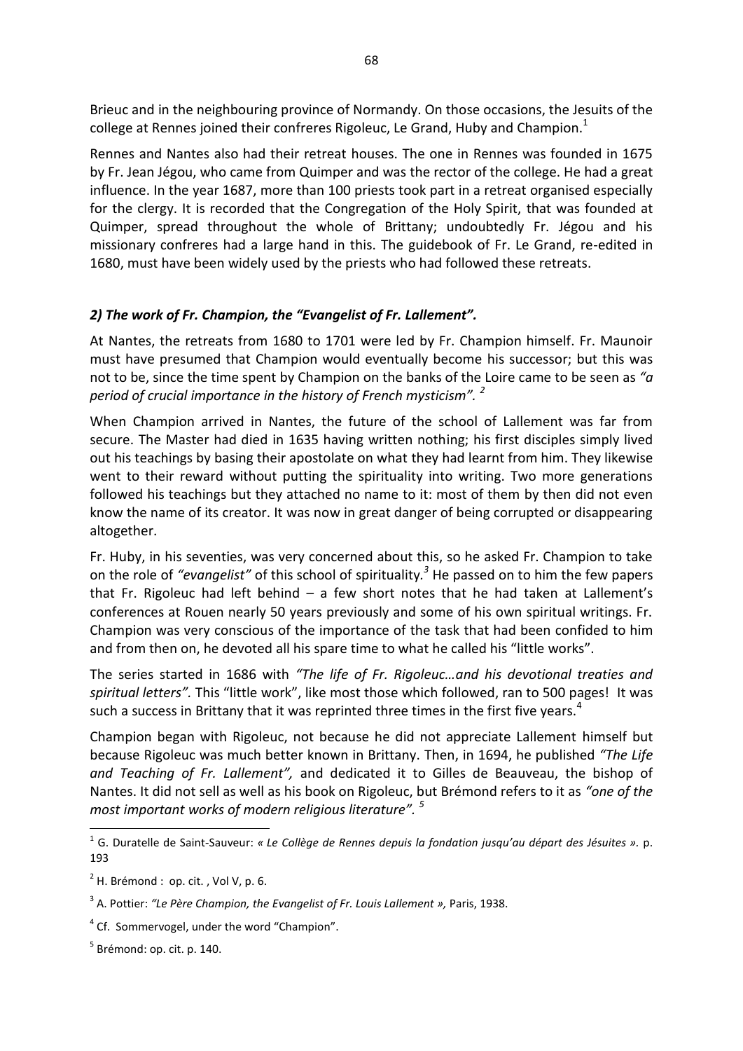Brieuc and in the neighbouring province of Normandy. On those occasions, the Jesuits of the college at Rennes joined their confreres Rigoleuc, Le Grand, Huby and Champion.[1]

Rennes and Nantes also had their retreat houses. The one in Rennes was founded in 1675 by Fr. Jean Jégou, who came from Quimper and was the rector of the college. He had a great influence. In the year 1687, more than 100 priests took part in a retreat organised especially for the clergy. It is recorded that the Congregation of the Holy Spirit, that was founded at Quimper, spread throughout the whole of Brittany; undoubtedly Fr. Jégou and his missionary confreres had a large hand in this. The guidebook of Fr. Le Grand, re-edited in 1680, must have been widely used by the priests who had followed these retreats.

### *2) The work of Fr. Champion, the "Evangelist of Fr. Lallement".*

At Nantes, the retreats from 1680 to 1701 were led by Fr. Champion himself. Fr. Maunoir must have presumed that Champion would eventually become his successor; but this was not to be, since the time spent by Champion on the banks of the Loire came to be seen as *"a period of crucial importance in the history of French mysticism".*[2]

When Champion arrived in Nantes, the future of the school of Lallement was far from secure. The Master had died in 1635 having written nothing; his first disciples simply lived out his teachings by basing their apostolate on what they had learnt from him. They likewise went to their reward without putting the spirituality into writing. Two more generations followed his teachings but they attached no name to it: most of them by then did not even know the name of its creator. It was now in great danger of being corrupted or disappearing altogether.

Fr. Huby, in his seventies, was very concerned about this, so he asked Fr. Champion to take on the role of *"evangelist"* of this school of spirituality.[3] He passed on to him the few papers that Fr. Rigoleuc had left behind – a few short notes that he had taken at Lallement's conferences at Rouen nearly 50 years previously and some of his own spiritual writings. Fr. Champion was very conscious of the importance of the task that had been confided to him and from then on, he devoted all his spare time to what he called his "little works".

The series started in 1686 with *"The life of Fr. Rigoleuc…and his devotional treaties and spiritual letters".* This "little work", like most those which followed, ran to 500 pages! It was such a success in Brittany that it was reprinted three times in the first five years.[4]

Champion began with Rigoleuc, not because he did not appreciate Lallement himself but because Rigoleuc was much better known in Brittany. Then, in 1694, he published *"The Life and Teaching of Fr. Lallement",* and dedicated it to Gilles de Beauveau, the bishop of Nantes. It did not sell as well as his book on Rigoleuc, but Brémond refers to it as *"one of the most important works of modern religious literature".*[5]

---

[1] G. Duratelle de Saint-Sauveur: *« Le Collège de Rennes depuis la fondation jusqu'au départ des Jésuites ».* p. 193

[2] H. Brémond : op. cit. , Vol V, p. 6.

[3] A. Pottier: *"Le Père Champion, the Evangelist of Fr. Louis Lallement »,* Paris, 1938.

[4] Cf. Sommervogel, under the word "Champion".

[5] Brémond: op. cit. p. 140.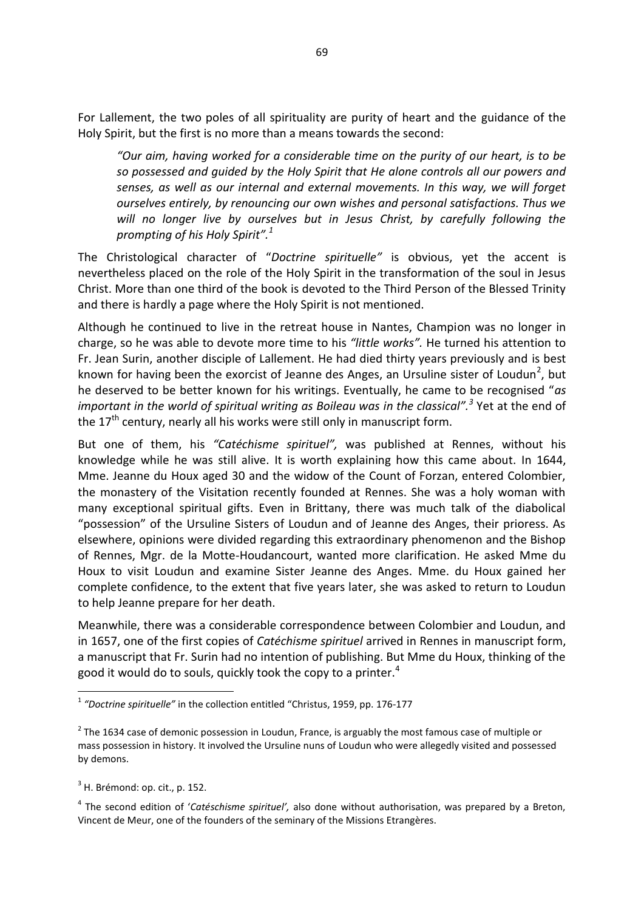For Lallement, the two poles of all spirituality are purity of heart and the guidance of the Holy Spirit, but the first is no more than a means towards the second:

> *"Our aim, having worked for a considerable time on the purity of our heart, is to be so possessed and guided by the Holy Spirit that He alone controls all our powers and senses, as well as our internal and external movements. In this way, we will forget ourselves entirely, by renouncing our own wishes and personal satisfactions. Thus we will no longer live by ourselves but in Jesus Christ, by carefully following the prompting of his Holy Spirit".*[1]

The Christological character of "*Doctrine spirituelle"* is obvious, yet the accent is nevertheless placed on the role of the Holy Spirit in the transformation of the soul in Jesus Christ. More than one third of the book is devoted to the Third Person of the Blessed Trinity and there is hardly a page where the Holy Spirit is not mentioned.

Although he continued to live in the retreat house in Nantes, Champion was no longer in charge, so he was able to devote more time to his *"little works".* He turned his attention to Fr. Jean Surin, another disciple of Lallement. He had died thirty years previously and is best known for having been the exorcist of Jeanne des Anges, an Ursuline sister of Loudun[2], but he deserved to be better known for his writings. Eventually, he came to be recognised "*as important in the world of spiritual writing as Boileau was in the classical".*[3] Yet at the end of the 17th century, nearly all his works were still only in manuscript form.

But one of them, his *"Catéchisme spirituel",* was published at Rennes, without his knowledge while he was still alive. It is worth explaining how this came about. In 1644, Mme. Jeanne du Houx aged 30 and the widow of the Count of Forzan, entered Colombier, the monastery of the Visitation recently founded at Rennes. She was a holy woman with many exceptional spiritual gifts. Even in Brittany, there was much talk of the diabolical "possession" of the Ursuline Sisters of Loudun and of Jeanne des Anges, their prioress. As elsewhere, opinions were divided regarding this extraordinary phenomenon and the Bishop of Rennes, Mgr. de la Motte-Houdancourt, wanted more clarification. He asked Mme du Houx to visit Loudun and examine Sister Jeanne des Anges. Mme. du Houx gained her complete confidence, to the extent that five years later, she was asked to return to Loudun to help Jeanne prepare for her death.

Meanwhile, there was a considerable correspondence between Colombier and Loudun, and in 1657, one of the first copies of *Catéchisme spirituel* arrived in Rennes in manuscript form, a manuscript that Fr. Surin had no intention of publishing. But Mme du Houx, thinking of the good it would do to souls, quickly took the copy to a printer.[4]

---

[1] *"Doctrine spirituelle"* in the collection entitled "Christus, 1959, pp. 176-177

[2] The 1634 case of demonic possession in Loudun, France, is arguably the most famous case of multiple or mass possession in history. It involved the Ursuline nuns of Loudun who were allegedly visited and possessed by demons.

[3] H. Brémond: op. cit., p. 152.

[4] The second edition of '*Catéschisme spirituel',* also done without authorisation, was prepared by a Breton, Vincent de Meur, one of the founders of the seminary of the Missions Etrangères.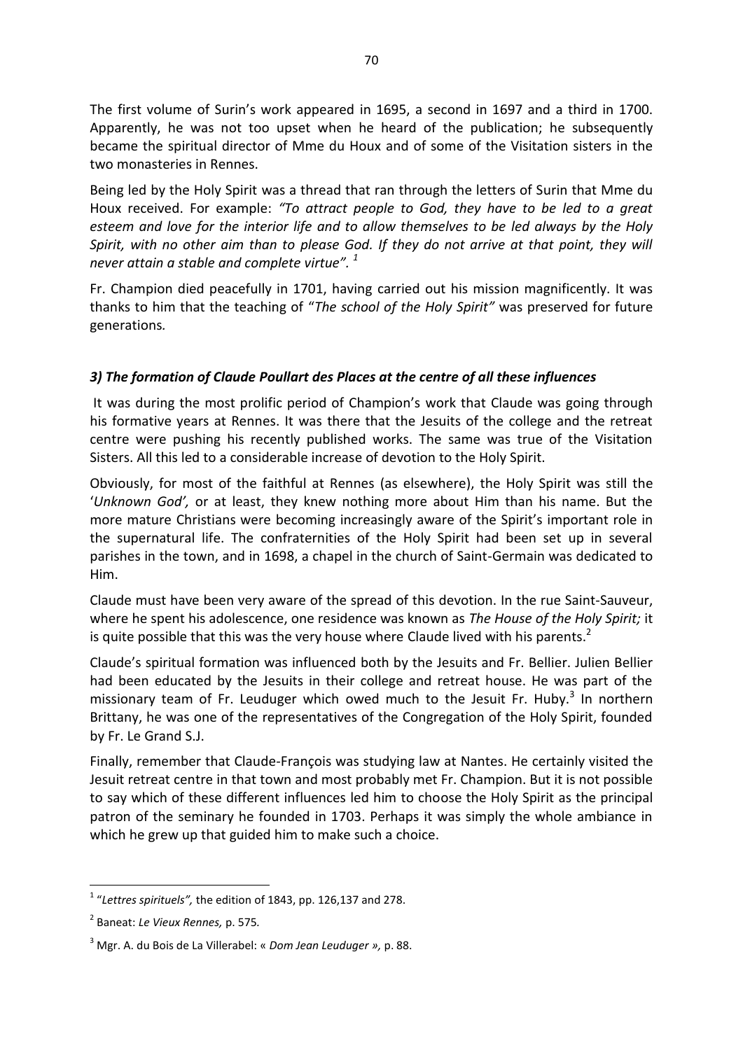The first volume of Surin's work appeared in 1695, a second in 1697 and a third in 1700. Apparently, he was not too upset when he heard of the publication; he subsequently became the spiritual director of Mme du Houx and of some of the Visitation sisters in the two monasteries in Rennes.

Being led by the Holy Spirit was a thread that ran through the letters of Surin that Mme du Houx received. For example: *"To attract people to God, they have to be led to a great esteem and love for the interior life and to allow themselves to be led always by the Holy Spirit, with no other aim than to please God. If they do not arrive at that point, they will never attain a stable and complete virtue".* [1]

Fr. Champion died peacefully in 1701, having carried out his mission magnificently. It was thanks to him that the teaching of "*The school of the Holy Spirit"* was preserved for future generations.

### *3) The formation of Claude Poullart des Places at the centre of all these influences*

It was during the most prolific period of Champion's work that Claude was going through his formative years at Rennes. It was there that the Jesuits of the college and the retreat centre were pushing his recently published works. The same was true of the Visitation Sisters. All this led to a considerable increase of devotion to the Holy Spirit.

Obviously, for most of the faithful at Rennes (as elsewhere), the Holy Spirit was still the '*Unknown God',* or at least, they knew nothing more about Him than his name. But the more mature Christians were becoming increasingly aware of the Spirit's important role in the supernatural life. The confraternities of the Holy Spirit had been set up in several parishes in the town, and in 1698, a chapel in the church of Saint-Germain was dedicated to Him.

Claude must have been very aware of the spread of this devotion. In the rue Saint-Sauveur, where he spent his adolescence, one residence was known as *The House of the Holy Spirit;* it is quite possible that this was the very house where Claude lived with his parents.[2]

Claude's spiritual formation was influenced both by the Jesuits and Fr. Bellier. Julien Bellier had been educated by the Jesuits in their college and retreat house. He was part of the missionary team of Fr. Leuduger which owed much to the Jesuit Fr. Huby.[3] In northern Brittany, he was one of the representatives of the Congregation of the Holy Spirit, founded by Fr. Le Grand S.J.

Finally, remember that Claude-François was studying law at Nantes. He certainly visited the Jesuit retreat centre in that town and most probably met Fr. Champion. But it is not possible to say which of these different influences led him to choose the Holy Spirit as the principal patron of the seminary he founded in 1703. Perhaps it was simply the whole ambiance in which he grew up that guided him to make such a choice.

---

[1] "*Lettres spirituels",* the edition of 1843, pp. 126,137 and 278.

[2] Baneat: *Le Vieux Rennes,* p. 575.

[3] Mgr. A. du Bois de La Villerabel: « *Dom Jean Leuduger »,* p. 88.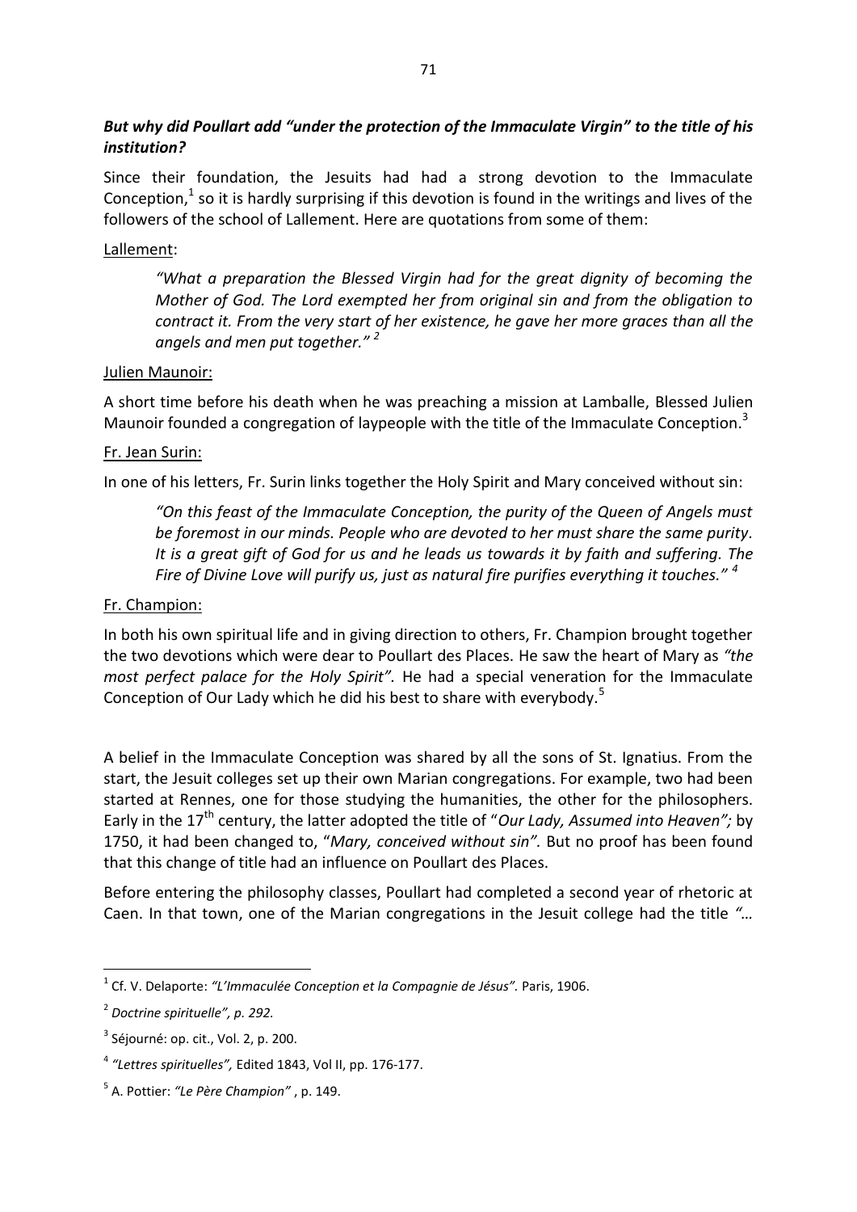***But why did Poullart add "under the protection of the Immaculate Virgin" to the title of his institution?***

Since their foundation, the Jesuits had had a strong devotion to the Immaculate Conception,[1] so it is hardly surprising if this devotion is found in the writings and lives of the followers of the school of Lallement. Here are quotations from some of them:

Lallement:

> *"What a preparation the Blessed Virgin had for the great dignity of becoming the Mother of God. The Lord exempted her from original sin and from the obligation to contract it. From the very start of her existence, he gave her more graces than all the angels and men put together."* [2]

Julien Maunoir:

A short time before his death when he was preaching a mission at Lamballe, Blessed Julien Maunoir founded a congregation of laypeople with the title of the Immaculate Conception.[3]

Fr. Jean Surin:

In one of his letters, Fr. Surin links together the Holy Spirit and Mary conceived without sin:

> *"On this feast of the Immaculate Conception, the purity of the Queen of Angels must be foremost in our minds. People who are devoted to her must share the same purity. It is a great gift of God for us and he leads us towards it by faith and suffering. The Fire of Divine Love will purify us, just as natural fire purifies everything it touches."* [4]

Fr. Champion:

In both his own spiritual life and in giving direction to others, Fr. Champion brought together the two devotions which were dear to Poullart des Places. He saw the heart of Mary as *"the most perfect palace for the Holy Spirit".* He had a special veneration for the Immaculate Conception of Our Lady which he did his best to share with everybody.[5]

A belief in the Immaculate Conception was shared by all the sons of St. Ignatius. From the start, the Jesuit colleges set up their own Marian congregations. For example, two had been started at Rennes, one for those studying the humanities, the other for the philosophers. Early in the 17th century, the latter adopted the title of "*Our Lady, Assumed into Heaven";* by 1750, it had been changed to, "*Mary, conceived without sin".* But no proof has been found that this change of title had an influence on Poullart des Places.

Before entering the philosophy classes, Poullart had completed a second year of rhetoric at Caen. In that town, one of the Marian congregations in the Jesuit college had the title *"…*

---

[1] Cf. V. Delaporte: *"L'Immaculée Conception et la Compagnie de Jésus".* Paris, 1906.

[2] *Doctrine spirituelle", p. 292.*

[3] Séjourné: op. cit., Vol. 2, p. 200.

[4] *"Lettres spirituelles",* Edited 1843, Vol II, pp. 176-177.

[5] A. Pottier: *"Le Père Champion"* , p. 149.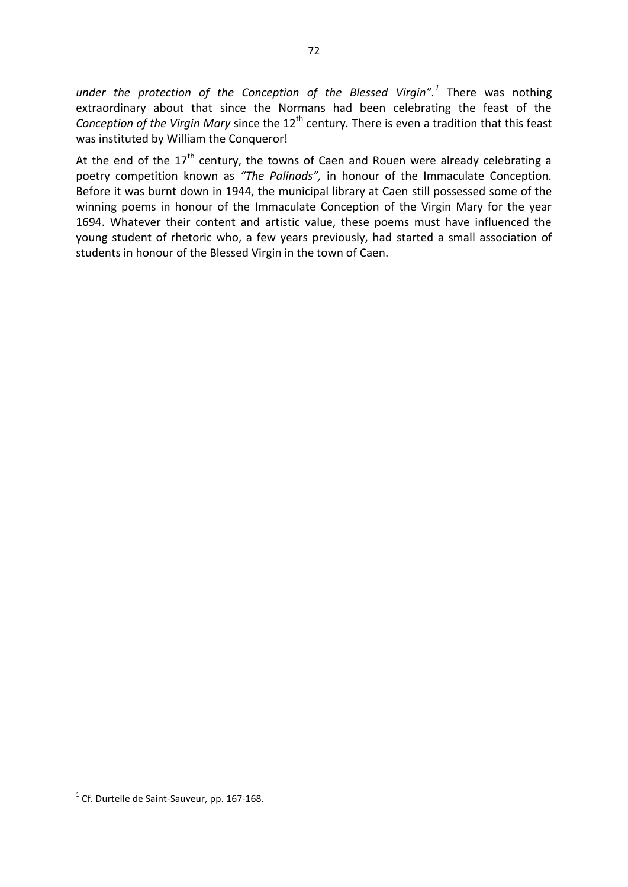*under the protection of the Conception of the Blessed Virgin".*[1] There was nothing extraordinary about that since the Normans had been celebrating the feast of the *Conception of the Virgin Mary* since the 12th century. There is even a tradition that this feast was instituted by William the Conqueror!

At the end of the 17th century, the towns of Caen and Rouen were already celebrating a poetry competition known as *"The Palinods",* in honour of the Immaculate Conception. Before it was burnt down in 1944, the municipal library at Caen still possessed some of the winning poems in honour of the Immaculate Conception of the Virgin Mary for the year 1694. Whatever their content and artistic value, these poems must have influenced the young student of rhetoric who, a few years previously, had started a small association of students in honour of the Blessed Virgin in the town of Caen.

[1] Cf. Durtelle de Saint-Sauveur, pp. 167-168.